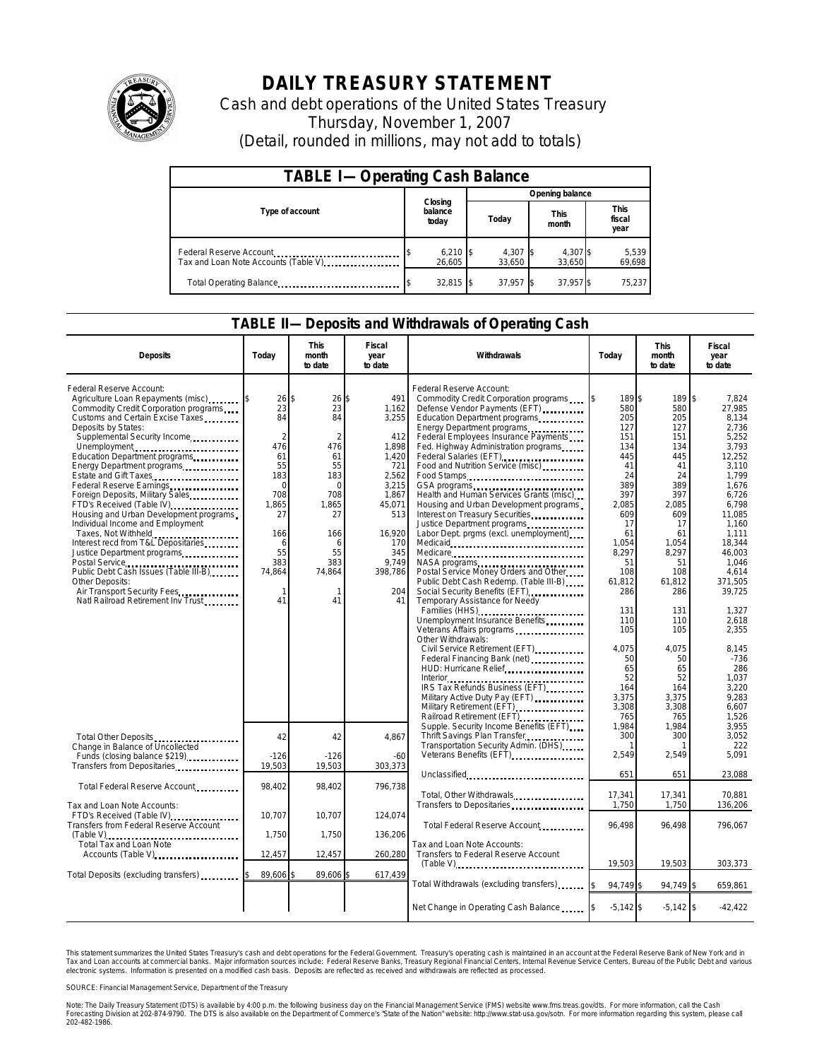# DAILY TREASURY STATEMENT

Cash and debt operations of the United States Treasury

Thursday, November 1, 2007

(Detail, rounded in millions, may not add to totals)

## TABLE I— Operating Cash Balance

| Type of account | Closing balance today | Opening balance Today | Opening balance This month | Opening balance This fiscal year |
|---|---|---|---|---|
| Federal Reserve Account | $ 6,210 | $ 4,307 | $ 4,307 | $ 5,539 |
| Tax and Loan Note Accounts (Table V) | 26,605 | 33,650 | 33,650 | 69,698 |
| Total Operating Balance | $ 32,815 | $ 37,957 | $ 37,957 | $ 75,237 |

## TABLE II— Deposits and Withdrawals of Operating Cash

| Deposits | Today | This month to date | Fiscal year to date |
|---|---|---|---|
| Federal Reserve Account: | | | |
| Agriculture Loan Repayments (misc) | $ 26 | $ 26 | $ 491 |
| Commodity Credit Corporation programs | 23 | 23 | 1,162 |
| Customs and Certain Excise Taxes | 84 | 84 | 3,255 |
| Deposits by States: | | | |
| Supplemental Security Income | 2 | 2 | 412 |
| Unemployment | 476 | 476 | 1,898 |
| Education Department programs | 61 | 61 | 1,420 |
| Energy Department programs | 55 | 55 | 721 |
| Estate and Gift Taxes | 183 | 183 | 2,562 |
| Federal Reserve Earnings | 0 | 0 | 3,215 |
| Foreign Deposits, Military Sales | 708 | 708 | 1,867 |
| FTD's Received (Table IV) | 1,865 | 1,865 | 45,071 |
| Housing and Urban Development programs | 27 | 27 | 513 |
| Individual Income and Employment Taxes, Not Withheld | 166 | 166 | 16,920 |
| Interest recd from T&L Depositaries | 6 | 6 | 170 |
| Justice Department programs | 55 | 55 | 345 |
| Postal Service | 383 | 383 | 9,749 |
| Public Debt Cash Issues (Table III-B) | 74,864 | 74,864 | 398,786 |
| Other Deposits: | | | |
| Air Transport Security Fees | 1 | 1 | 204 |
| Natl Railroad Retirement Inv Trust | 41 | 41 | 41 |
| Total Other Deposits | 42 | 42 | 4,867 |
| Change in Balance of Uncollected Funds (closing balance $219) | -126 | -126 | -60 |
| Transfers from Depositaries | 19,503 | 19,503 | 303,373 |
| Total Federal Reserve Account | 98,402 | 98,402 | 796,738 |
| Tax and Loan Note Accounts: | | | |
| FTD's Received (Table IV) | 10,707 | 10,707 | 124,074 |
| Transfers from Federal Reserve Account (Table V) | 1,750 | 1,750 | 136,206 |
| Total Tax and Loan Note Accounts (Table V) | 12,457 | 12,457 | 260,280 |
| Total Deposits (excluding transfers) | $ 89,606 | $ 89,606 | $ 617,439 |

| Withdrawals | Today | This month to date | Fiscal year to date |
|---|---|---|---|
| Federal Reserve Account: | | | |
| Commodity Credit Corporation programs | $ 189 | $ 189 | $ 7,824 |
| Defense Vendor Payments (EFT) | 580 | 580 | 27,985 |
| Education Department programs | 205 | 205 | 8,134 |
| Energy Department programs | 127 | 127 | 2,736 |
| Federal Employees Insurance Payments | 151 | 151 | 5,252 |
| Fed. Highway Administration programs | 134 | 134 | 3,793 |
| Federal Salaries (EFT) | 445 | 445 | 12,252 |
| Food and Nutrition Service (misc) | 41 | 41 | 3,110 |
| Food Stamps | 24 | 24 | 1,799 |
| GSA programs | 389 | 389 | 1,676 |
| Health and Human Services Grants (misc) | 397 | 397 | 6,726 |
| Housing and Urban Development programs | 2,085 | 2,085 | 6,798 |
| Interest on Treasury Securities | 609 | 609 | 11,085 |
| Justice Department programs | 17 | 17 | 1,160 |
| Labor Dept. prgms (excl. unemployment) | 61 | 61 | 1,111 |
| Medicaid | 1,054 | 1,054 | 18,344 |
| Medicare | 8,297 | 8,297 | 46,003 |
| NASA programs | 51 | 51 | 1,046 |
| Postal Service Money Orders and Other | 108 | 108 | 4,614 |
| Public Debt Cash Redemp. (Table III-B) | 61,812 | 61,812 | 371,505 |
| Social Security Benefits (EFT) | 286 | 286 | 39,725 |
| Temporary Assistance for Needy Families (HHS) | 131 | 131 | 1,327 |
| Unemployment Insurance Benefits | 110 | 110 | 2,618 |
| Veterans Affairs programs | 105 | 105 | 2,355 |
| Other Withdrawals: | | | |
| Civil Service Retirement (EFT) | 4,075 | 4,075 | 8,145 |
| Federal Financing Bank (net) | 50 | 50 | -736 |
| HUD: Hurricane Relief | 65 | 65 | 286 |
| Interior | 52 | 52 | 1,037 |
| IRS Tax Refunds Business (EFT) | 164 | 164 | 3,220 |
| Military Active Duty Pay (EFT) | 3,375 | 3,375 | 9,283 |
| Military Retirement (EFT) | 3,308 | 3,308 | 6,607 |
| Railroad Retirement (EFT) | 765 | 765 | 1,526 |
| Supple. Security Income Benefits (EFT) | 1,984 | 1,984 | 3,955 |
| Thrift Savings Plan Transfer | 300 | 300 | 3,052 |
| Transportation Security Admin. (DHS) | 1 | 1 | 222 |
| Veterans Benefits (EFT) | 2,549 | 2,549 | 5,091 |
| Unclassified | 651 | 651 | 23,088 |
| Total, Other Withdrawals | 17,341 | 17,341 | 70,881 |
| Transfers to Depositaries | 1,750 | 1,750 | 136,206 |
| Total Federal Reserve Account | 96,498 | 96,498 | 796,067 |
| Tax and Loan Note Accounts: | | | |
| Transfers to Federal Reserve Account (Table V) | 19,503 | 19,503 | 303,373 |
| Total Withdrawals (excluding transfers) | $ 94,749 | $ 94,749 | $ 659,861 |
| Net Change in Operating Cash Balance | $ -5,142 | $ -5,142 | $ -42,422 |

This statement summarizes the United States Treasury's cash and debt operations for the Federal Government. Treasury's operating cash is maintained in an account at the Federal Reserve Bank of New York and in Tax and Loan accounts at commercial banks. Major information sources include: Federal Reserve Banks, Treasury Regional Financial Centers, Internal Revenue Service Centers, Bureau of the Public Debt and various electronic systems. Information is presented on a modified cash basis. Deposits are reflected as received and withdrawals are reflected as processed.

SOURCE: Financial Management Service, Department of the Treasury

Note: The Daily Treasury Statement (DTS) is available by 4:00 p.m. the following business day on the Financial Management Service (FMS) website www.fms.treas.gov/dts. For more information, call the Cash Forecasting Division at 202-874-9790. The DTS is also available on the Department of Commerce's "State of the Nation" website: http://www.stat-usa.gov/sotn. For more information regarding this system, please call 202-482-1986.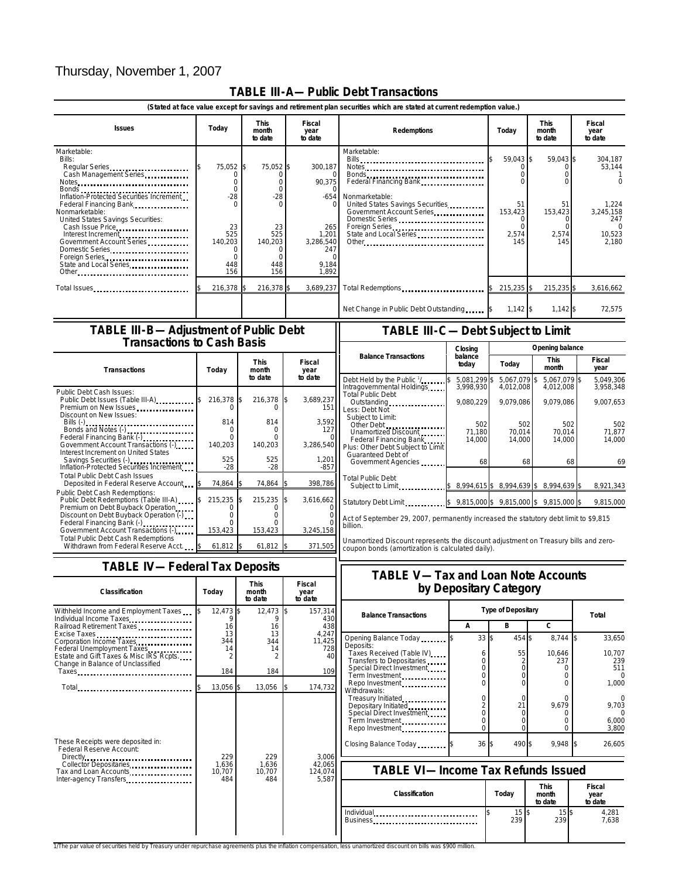Thursday, November 1, 2007

## TABLE III-A— Public Debt Transactions

(Stated at face value except for savings and retirement plan securities which are stated at current redemption value.)

| Issues | Today | This month to date | Fiscal year to date | Redemptions | Today | This month to date | Fiscal year to date |
|---|---|---|---|---|---|---|---|
| Marketable: | | | | Marketable: | | | |
| Bills: | | | | Bills | $ 59,043 | $ 59,043 | $ 304,187 |
| Regular Series | $ 75,052 | $ 75,052 | $ 300,187 | Notes | 0 | 0 | 53,144 |
| Cash Management Series | 0 | 0 | 0 | Bonds | 0 | 0 | 1 |
| Notes | 0 | 0 | 90,375 | Federal Financing Bank | 0 | 0 | 0 |
| Bonds | 0 | 0 | 0 | | | | |
| Inflation-Protected Securities Increment | -28 | -28 | -654 | Nonmarketable: | | | |
| Federal Financing Bank | 0 | 0 | 0 | United States Savings Securities | 51 | 51 | 1,224 |
| Nonmarketable: | | | | Government Account Series | 153,423 | 153,423 | 3,245,158 |
| United States Savings Securities: | | | | Domestic Series | 0 | 0 | 247 |
| Cash Issue Price | 23 | 23 | 265 | Foreign Series | 0 | 0 | 0 |
| Interest Increment | 525 | 525 | 1,201 | State and Local Series | 2,574 | 2,574 | 10,523 |
| Government Account Series | 140,203 | 140,203 | 3,286,540 | Other | 145 | 145 | 2,180 |
| Domestic Series | 0 | 0 | 247 | | | | |
| Foreign Series | 0 | 0 | 0 | | | | |
| State and Local Series | 448 | 448 | 9,184 | | | | |
| Other | 156 | 156 | 1,892 | | | | |
| Total Issues | $ 216,378 | $ 216,378 | $ 3,689,237 | Total Redemptions | $ 215,235 | $ 215,235 | $ 3,616,662 |
| | | | | Net Change in Public Debt Outstanding | $ 1,142 | $ 1,142 | $ 72,575 |

## TABLE III-B— Adjustment of Public Debt Transactions to Cash Basis

| Transactions | Today | This month to date | Fiscal year to date |
|---|---|---|---|
| Public Debt Cash Issues: | | | |
| Public Debt Issues (Table III-A) | $ 216,378 | $ 216,378 | $ 3,689,237 |
| Premium on New Issues | 0 | 0 | 151 |
| Discount on New Issues: | | | |
| Bills (-) | 814 | 814 | 3,592 |
| Bonds and Notes (-) | 0 | 0 | 127 |
| Federal Financing Bank (-) | 0 | 0 | 0 |
| Government Account Transactions (-) | 140,203 | 140,203 | 3,286,540 |
| Interest Increment on United States Savings Securities (-) | 525 | 525 | 1,201 |
| Inflation-Protected Securities Increment | -28 | -28 | -857 |
| Total Public Debt Cash Issues Deposited in Federal Reserve Account | $ 74,864 | $ 74,864 | $ 398,786 |
| Public Debt Cash Redemptions: | | | |
| Public Debt Redemptions (Table III-A) | $ 215,235 | $ 215,235 | $ 3,616,662 |
| Premium on Debt Buyback Operation | 0 | 0 | 0 |
| Discount on Debt Buyback Operation (-) | 0 | 0 | 0 |
| Federal Financing Bank (-) | 0 | 0 | 0 |
| Government Account Transactions (-) | 153,423 | 153,423 | 3,245,158 |
| Total Public Debt Cash Redemptions Withdrawn from Federal Reserve Acct. | $ 61,812 | $ 61,812 | $ 371,505 |

## TABLE III-C— Debt Subject to Limit

| Balance Transactions | Closing balance today | Opening balance Today | Opening balance This month | Opening balance Fiscal year |
|---|---|---|---|---|
| Debt Held by the Public [1] | $ 5,081,299 | $ 5,067,079 | $ 5,067,079 | $ 5,049,306 |
| Intragovernmental Holdings | 3,998,930 | 4,012,008 | 4,012,008 | 3,958,348 |
| Total Public Debt Outstanding | 9,080,229 | 9,079,086 | 9,079,086 | 9,007,653 |
| Less: Debt Not Subject to Limit: | | | | |
| Other Debt | 502 | 502 | 502 | 502 |
| Unamortized Discount | 71,180 | 70,014 | 70,014 | 71,877 |
| Federal Financing Bank | 14,000 | 14,000 | 14,000 | 14,000 |
| Plus: Other Debt Subject to Limit Guaranteed Debt of Government Agencies | 68 | 68 | 68 | 69 |
| Total Public Debt Subject to Limit | $ 8,994,615 | $ 8,994,639 | $ 8,994,639 | $ 8,921,343 |
| Statutory Debt Limit | $ 9,815,000 | $ 9,815,000 | $ 9,815,000 | $ 9,815,000 |

Act of September 29, 2007, permanently increased the statutory debt limit to $9,815 billion.

Unamortized Discount represents the discount adjustment on Treasury bills and zero-coupon bonds (amortization is calculated daily).

## TABLE IV— Federal Tax Deposits

| Classification | Today | This month to date | Fiscal year to date |
|---|---|---|---|
| Withheld Income and Employment Taxes | $ 12,473 | $ 12,473 | $ 157,314 |
| Individual Income Taxes | 9 | 9 | 430 |
| Railroad Retirement Taxes | 16 | 16 | 438 |
| Excise Taxes | 13 | 13 | 4,247 |
| Corporation Income Taxes | 344 | 344 | 11,425 |
| Federal Unemployment Taxes | 14 | 14 | 728 |
| Estate and Gift Taxes & Misc IRS Rcpts. | 2 | 2 | 40 |
| Change in Balance of Unclassified Taxes | 184 | 184 | 109 |
| Total | $ 13,056 | $ 13,056 | $ 174,732 |
| These Receipts were deposited in: | | | |
| Federal Reserve Account: | | | |
| Directly | 229 | 229 | 3,006 |
| Collector Depositaries | 1,636 | 1,636 | 42,065 |
| Tax and Loan Accounts | 10,707 | 10,707 | 124,074 |
| Inter-agency Transfers | 484 | 484 | 5,587 |

## TABLE V— Tax and Loan Note Accounts by Depositary Category

| Balance Transactions | Type of Depositary A | B | C | Total |
|---|---|---|---|---|
| Opening Balance Today | $ 33 | $ 454 | $ 8,744 | $ 33,650 |
| Deposits: | | | | |
| Taxes Received (Table IV) | 6 | 55 | 10,646 | 10,707 |
| Transfers to Depositaries | 0 | 2 | 237 | 239 |
| Special Direct Investment | 0 | 0 | 0 | 511 |
| Term Investment | 0 | 0 | 0 | 0 |
| Repo Investment | 0 | 0 | 0 | 1,000 |
| Withdrawals: | | | | |
| Treasury Initiated | 0 | 0 | 0 | 0 |
| Depositary Initiated | 2 | 21 | 9,679 | 9,703 |
| Special Direct Investment | 0 | 0 | 0 | 0 |
| Term Investment | 0 | 0 | 0 | 6,000 |
| Repo Investment | 0 | 0 | 0 | 3,800 |
| Closing Balance Today | $ 36 | $ 490 | $ 9,948 | $ 26,605 |

## TABLE VI— Income Tax Refunds Issued

| Classification | Today | This month to date | Fiscal year to date |
|---|---|---|---|
| Individual | $ 15 | $ 15 | $ 4,281 |
| Business | 239 | 239 | 7,638 |

1/The par value of securities held by Treasury under repurchase agreements plus the inflation compensation, less unamortized discount on bills was $900 million.